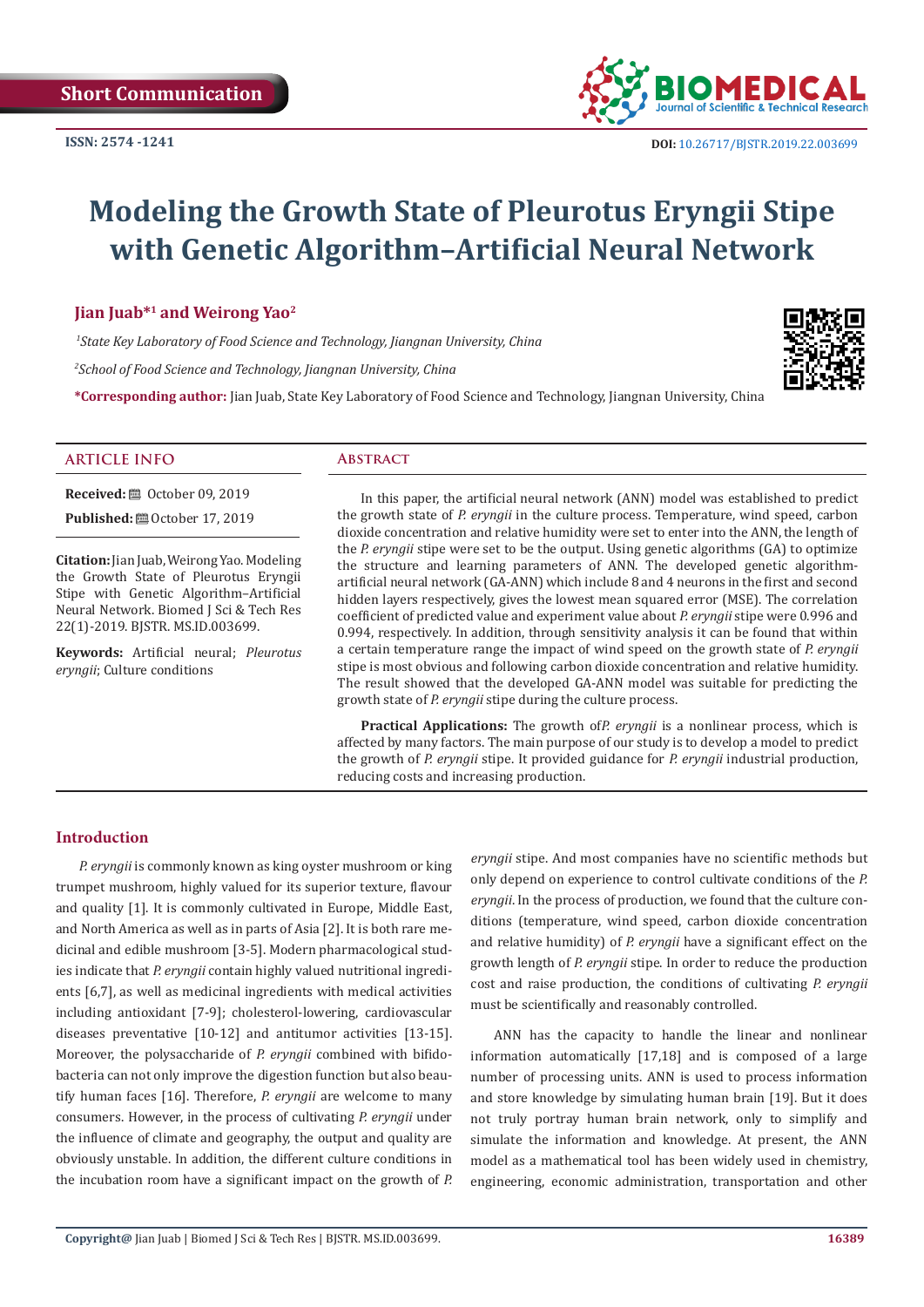Short Communication

ISSN: 2574 -1241

DOI: 10.26717/BJSTR.2019.22.003699

# Modeling the Growth State of Pleurotus Eryngii Stipe with Genetic Algorithm–Artificial Neural Network

**Jian Juab*[1] and Weirong Yao[2]**

[1]*State Key Laboratory of Food Science and Technology, Jiangnan University, China*

[2]*School of Food Science and Technology, Jiangnan University, China*

***Corresponding author:** Jian Juab, State Key Laboratory of Food Science and Technology, Jiangnan University, China

## ARTICLE INFO

**Received:** October 09, 2019

**Published:** October 17, 2019

**Citation:** Jian Juab, Weirong Yao. Modeling the Growth State of Pleurotus Eryngii Stipe with Genetic Algorithm–Artificial Neural Network. Biomed J Sci & Tech Res 22(1)-2019. BJSTR. MS.ID.003699.

**Keywords:** Artificial neural; *Pleurotus eryngii*; Culture conditions

## Abstract

In this paper, the artificial neural network (ANN) model was established to predict the growth state of *P. eryngii* in the culture process. Temperature, wind speed, carbon dioxide concentration and relative humidity were set to enter into the ANN, the length of the *P. eryngii* stipe were set to be the output. Using genetic algorithms (GA) to optimize the structure and learning parameters of ANN. The developed genetic algorithm-artificial neural network (GA-ANN) which include 8 and 4 neurons in the first and second hidden layers respectively, gives the lowest mean squared error (MSE). The correlation coefficient of predicted value and experiment value about *P. eryngii* stipe were 0.996 and 0.994, respectively. In addition, through sensitivity analysis it can be found that within a certain temperature range the impact of wind speed on the growth state of *P. eryngii* stipe is most obvious and following carbon dioxide concentration and relative humidity. The result showed that the developed GA-ANN model was suitable for predicting the growth state of *P. eryngii* stipe during the culture process.

**Practical Applications:** The growth of *P. eryngii* is a nonlinear process, which is affected by many factors. The main purpose of our study is to develop a model to predict the growth of *P. eryngii* stipe. It provided guidance for *P. eryngii* industrial production, reducing costs and increasing production.

## Introduction

*P. eryngii* is commonly known as king oyster mushroom or king trumpet mushroom, highly valued for its superior texture, flavour and quality [1]. It is commonly cultivated in Europe, Middle East, and North America as well as in parts of Asia [2]. It is both rare medicinal and edible mushroom [3-5]. Modern pharmacological studies indicate that *P. eryngii* contain highly valued nutritional ingredients [6,7], as well as medicinal ingredients with medical activities including antioxidant [7-9]; cholesterol-lowering, cardiovascular diseases preventative [10-12] and antitumor activities [13-15]. Moreover, the polysaccharide of *P. eryngii* combined with bifidobacteria can not only improve the digestion function but also beautify human faces [16]. Therefore, *P. eryngii* are welcome to many consumers. However, in the process of cultivating *P. eryngii* under the influence of climate and geography, the output and quality are obviously unstable. In addition, the different culture conditions in the incubation room have a significant impact on the growth of *P. eryngii* stipe. And most companies have no scientific methods but only depend on experience to control cultivate conditions of the *P. eryngii*. In the process of production, we found that the culture conditions (temperature, wind speed, carbon dioxide concentration and relative humidity) of *P. eryngii* have a significant effect on the growth length of *P. eryngii* stipe. In order to reduce the production cost and raise production, the conditions of cultivating *P. eryngii* must be scientifically and reasonably controlled.

ANN has the capacity to handle the linear and nonlinear information automatically [17,18] and is composed of a large number of processing units. ANN is used to process information and store knowledge by simulating human brain [19]. But it does not truly portray human brain network, only to simplify and simulate the information and knowledge. At present, the ANN model as a mathematical tool has been widely used in chemistry, engineering, economic administration, transportation and other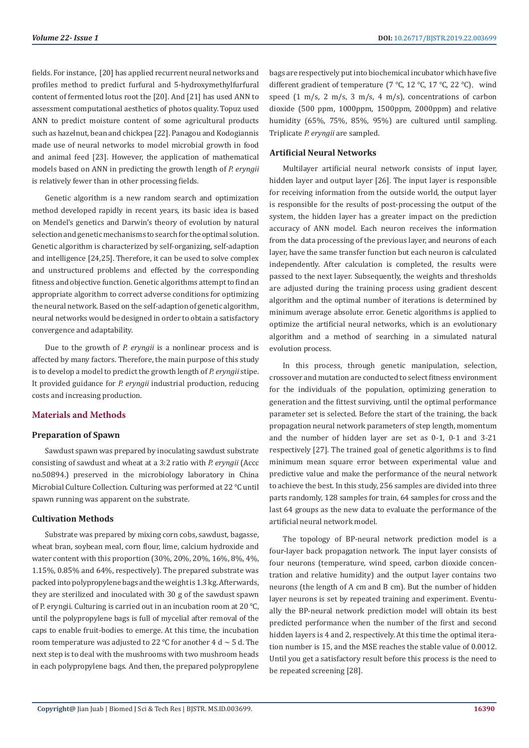fields. For instance, [20] has applied recurrent neural networks and profiles method to predict furfural and 5-hydroxymethylfurfural content of fermented lotus root the [20]. And [21] has used ANN to assessment computational aesthetics of photos quality. Topuz used ANN to predict moisture content of some agricultural products such as hazelnut, bean and chickpea [22]. Panagou and Kodogiannis made use of neural networks to model microbial growth in food and animal feed [23]. However, the application of mathematical models based on ANN in predicting the growth length of *P. eryngii* is relatively fewer than in other processing fields.

Genetic algorithm is a new random search and optimization method developed rapidly in recent years, its basic idea is based on Mendel's genetics and Darwin's theory of evolution by natural selection and genetic mechanisms to search for the optimal solution. Genetic algorithm is characterized by self-organizing, self-adaption and intelligence [24,25]. Therefore, it can be used to solve complex and unstructured problems and effected by the corresponding fitness and objective function. Genetic algorithms attempt to find an appropriate algorithm to correct adverse conditions for optimizing the neural network. Based on the self-adaption of genetic algorithm, neural networks would be designed in order to obtain a satisfactory convergence and adaptability.

Due to the growth of *P. eryngii* is a nonlinear process and is affected by many factors. Therefore, the main purpose of this study is to develop a model to predict the growth length of *P. eryngii* stipe. It provided guidance for *P. eryngii* industrial production, reducing costs and increasing production.

## Materials and Methods

### Preparation of Spawn

Sawdust spawn was prepared by inoculating sawdust substrate consisting of sawdust and wheat at a 3:2 ratio with *P. eryngii* (Accc no.50894.) preserved in the microbiology laboratory in China Microbial Culture Collection. Culturing was performed at 22 °C until spawn running was apparent on the substrate.

### Cultivation Methods

Substrate was prepared by mixing corn cobs, sawdust, bagasse, wheat bran, soybean meal, corn flour, lime, calcium hydroxide and water content with this proportion (30%, 20%, 20%, 16%, 8%, 4%, 1.15%, 0.85% and 64%, respectively). The prepared substrate was packed into polypropylene bags and the weight is 1.3 kg. Afterwards, they are sterilized and inoculated with 30 g of the sawdust spawn of P. eryngii. Culturing is carried out in an incubation room at 20 °C, until the polypropylene bags is full of mycelial after removal of the caps to enable fruit-bodies to emerge. At this time, the incubation room temperature was adjusted to 22 °C for another 4 d ~ 5 d. The next step is to deal with the mushrooms with two mushroom heads in each polypropylene bags. And then, the prepared polypropylene bags are respectively put into biochemical incubator which have five different gradient of temperature (7 °C, 12 °C, 17 °C, 22 °C), wind speed (1 m/s, 2 m/s, 3 m/s, 4 m/s), concentrations of carbon dioxide (500 ppm, 1000ppm, 1500ppm, 2000ppm) and relative humidity (65%, 75%, 85%, 95%) are cultured until sampling. Triplicate *P. eryngii* are sampled.

### Artificial Neural Networks

Multilayer artificial neural network consists of input layer, hidden layer and output layer [26]. The input layer is responsible for receiving information from the outside world, the output layer is responsible for the results of post-processing the output of the system, the hidden layer has a greater impact on the prediction accuracy of ANN model. Each neuron receives the information from the data processing of the previous layer, and neurons of each layer, have the same transfer function but each neuron is calculated independently. After calculation is completed, the results were passed to the next layer. Subsequently, the weights and thresholds are adjusted during the training process using gradient descent algorithm and the optimal number of iterations is determined by minimum average absolute error. Genetic algorithms is applied to optimize the artificial neural networks, which is an evolutionary algorithm and a method of searching in a simulated natural evolution process.

In this process, through genetic manipulation, selection, crossover and mutation are conducted to select fitness environment for the individuals of the population, optimizing generation to generation and the fittest surviving, until the optimal performance parameter set is selected. Before the start of the training, the back propagation neural network parameters of step length, momentum and the number of hidden layer are set as 0-1, 0-1 and 3-21 respectively [27]. The trained goal of genetic algorithms is to find minimum mean square error between experimental value and predictive value and make the performance of the neural network to achieve the best. In this study, 256 samples are divided into three parts randomly, 128 samples for train, 64 samples for cross and the last 64 groups as the new data to evaluate the performance of the artificial neural network model.

The topology of BP-neural network prediction model is a four-layer back propagation network. The input layer consists of four neurons (temperature, wind speed, carbon dioxide concentration and relative humidity) and the output layer contains two neurons (the length of A cm and B cm). But the number of hidden layer neurons is set by repeated training and experiment. Eventually the BP-neural network prediction model will obtain its best predicted performance when the number of the first and second hidden layers is 4 and 2, respectively. At this time the optimal iteration number is 15, and the MSE reaches the stable value of 0.0012. Until you get a satisfactory result before this process is the need to be repeated screening [28].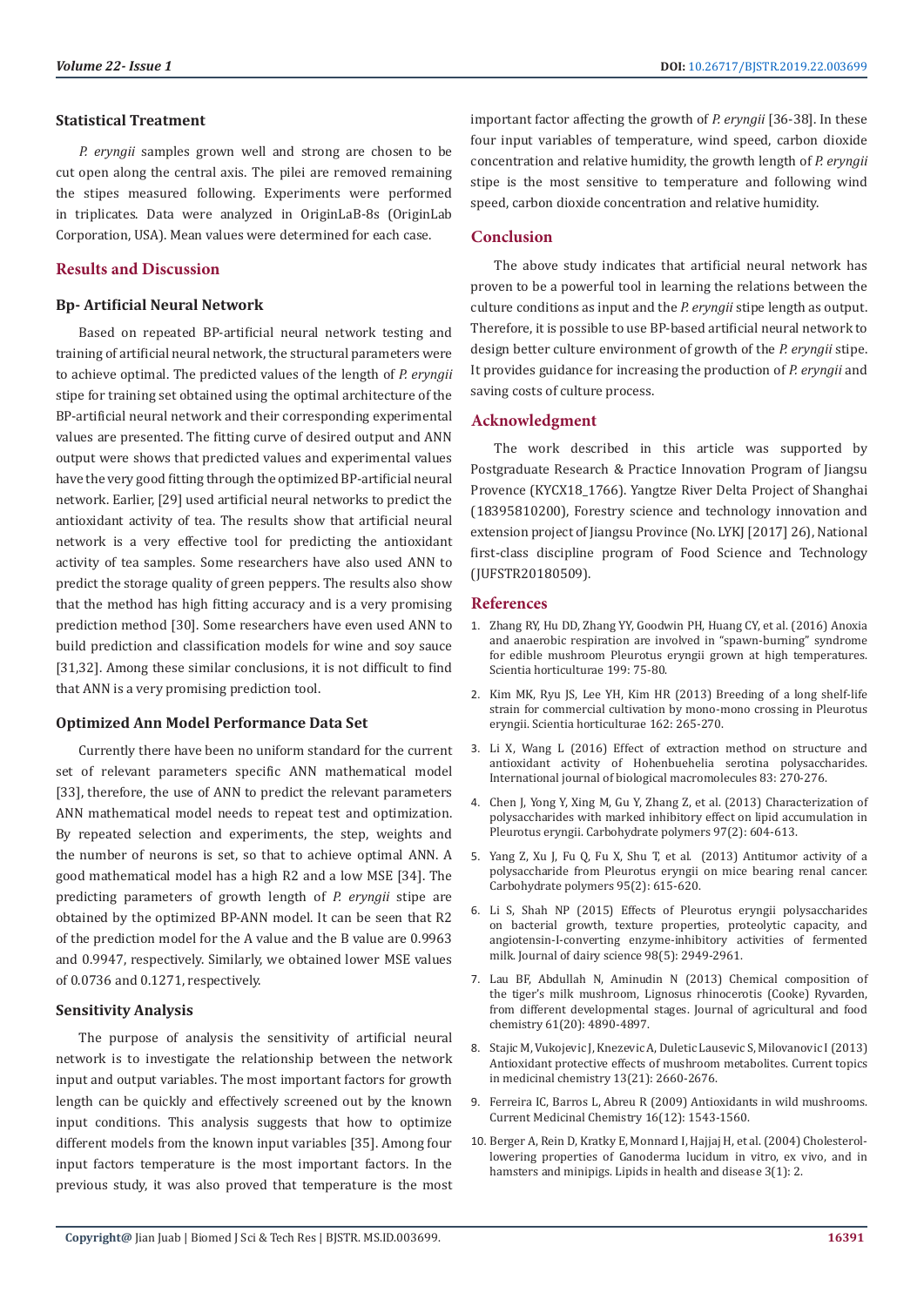### Statistical Treatment

*P. eryngii* samples grown well and strong are chosen to be cut open along the central axis. The pilei are removed remaining the stipes measured following. Experiments were performed in triplicates. Data were analyzed in OriginLaB-8s (OriginLab Corporation, USA). Mean values were determined for each case.

## Results and Discussion

### Bp- Artificial Neural Network

Based on repeated BP-artificial neural network testing and training of artificial neural network, the structural parameters were to achieve optimal. The predicted values of the length of *P. eryngii* stipe for training set obtained using the optimal architecture of the BP-artificial neural network and their corresponding experimental values are presented. The fitting curve of desired output and ANN output were shows that predicted values and experimental values have the very good fitting through the optimized BP-artificial neural network. Earlier, [29] used artificial neural networks to predict the antioxidant activity of tea. The results show that artificial neural network is a very effective tool for predicting the antioxidant activity of tea samples. Some researchers have also used ANN to predict the storage quality of green peppers. The results also show that the method has high fitting accuracy and is a very promising prediction method [30]. Some researchers have even used ANN to build prediction and classification models for wine and soy sauce [31,32]. Among these similar conclusions, it is not difficult to find that ANN is a very promising prediction tool.

### Optimized Ann Model Performance Data Set

Currently there have been no uniform standard for the current set of relevant parameters specific ANN mathematical model [33], therefore, the use of ANN to predict the relevant parameters ANN mathematical model needs to repeat test and optimization. By repeated selection and experiments, the step, weights and the number of neurons is set, so that to achieve optimal ANN. A good mathematical model has a high R2 and a low MSE [34]. The predicting parameters of growth length of *P. eryngii* stipe are obtained by the optimized BP-ANN model. It can be seen that R2 of the prediction model for the A value and the B value are 0.9963 and 0.9947, respectively. Similarly, we obtained lower MSE values of 0.0736 and 0.1271, respectively.

### Sensitivity Analysis

The purpose of analysis the sensitivity of artificial neural network is to investigate the relationship between the network input and output variables. The most important factors for growth length can be quickly and effectively screened out by the known input conditions. This analysis suggests that how to optimize different models from the known input variables [35]. Among four input factors temperature is the most important factors. In the previous study, it was also proved that temperature is the most important factor affecting the growth of *P. eryngii* [36-38]. In these four input variables of temperature, wind speed, carbon dioxide concentration and relative humidity, the growth length of *P. eryngii* stipe is the most sensitive to temperature and following wind speed, carbon dioxide concentration and relative humidity.

## Conclusion

The above study indicates that artificial neural network has proven to be a powerful tool in learning the relations between the culture conditions as input and the *P. eryngii* stipe length as output. Therefore, it is possible to use BP-based artificial neural network to design better culture environment of growth of the *P. eryngii* stipe. It provides guidance for increasing the production of *P. eryngii* and saving costs of culture process.

## Acknowledgment

The work described in this article was supported by Postgraduate Research & Practice Innovation Program of Jiangsu Province (KYCX18_1766). Yangtze River Delta Project of Shanghai (18395810200), Forestry science and technology innovation and extension project of Jiangsu Province (No. LYKJ [2017] 26), National first-class discipline program of Food Science and Technology (JUFSTR20180509).

## References

1. Zhang RY, Hu DD, Zhang YY, Goodwin PH, Huang CY, et al. (2016) Anoxia and anaerobic respiration are involved in "spawn-burning" syndrome for edible mushroom Pleurotus eryngii grown at high temperatures. Scientia horticulturae 199: 75-80.
2. Kim MK, Ryu JS, Lee YH, Kim HR (2013) Breeding of a long shelf-life strain for commercial cultivation by mono-mono crossing in Pleurotus eryngii. Scientia horticulturae 162: 265-270.
3. Li X, Wang L (2016) Effect of extraction method on structure and antioxidant activity of Hohenbuehelia serotina polysaccharides. International journal of biological macromolecules 83: 270-276.
4. Chen J, Yong Y, Xing M, Gu Y, Zhang Z, et al. (2013) Characterization of polysaccharides with marked inhibitory effect on lipid accumulation in Pleurotus eryngii. Carbohydrate polymers 97(2): 604-613.
5. Yang Z, Xu J, Fu Q, Fu X, Shu T, et al. (2013) Antitumor activity of a polysaccharide from Pleurotus eryngii on mice bearing renal cancer. Carbohydrate polymers 95(2): 615-620.
6. Li S, Shah NP (2015) Effects of Pleurotus eryngii polysaccharides on bacterial growth, texture properties, proteolytic capacity, and angiotensin-I-converting enzyme-inhibitory activities of fermented milk. Journal of dairy science 98(5): 2949-2961.
7. Lau BF, Abdullah N, Aminudin N (2013) Chemical composition of the tiger's milk mushroom, Lignosus rhinocerotis (Cooke) Ryvarden, from different developmental stages. Journal of agricultural and food chemistry 61(20): 4890-4897.
8. Stajic M, Vukojevic J, Knezevic A, Duletic Lausevic S, Milovanovic I (2013) Antioxidant protective effects of mushroom metabolites. Current topics in medicinal chemistry 13(21): 2660-2676.
9. Ferreira IC, Barros L, Abreu R (2009) Antioxidants in wild mushrooms. Current Medicinal Chemistry 16(12): 1543-1560.
10. Berger A, Rein D, Kratky E, Monnard I, Hajjaj H, et al. (2004) Cholesterol-lowering properties of Ganoderma lucidum in vitro, ex vivo, and in hamsters and minipigs. Lipids in health and disease 3(1): 2.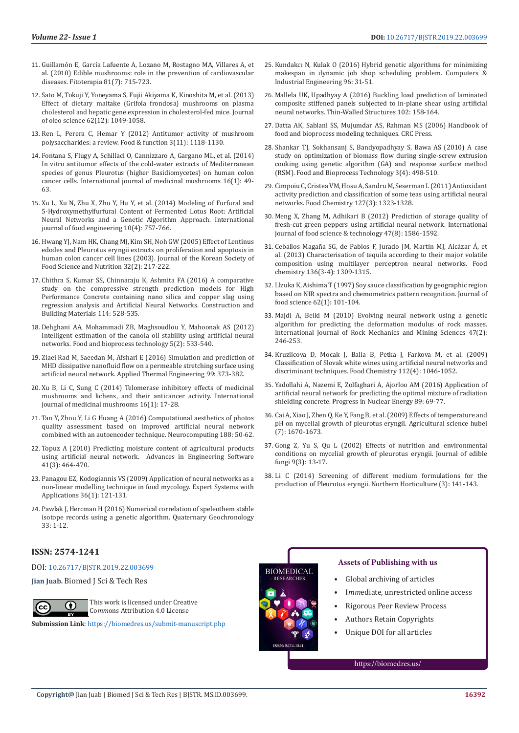11. Guillamón E, García Lafuente A, Lozano M, Rostagno MA, Villares A, et al. (2010) Edible mushrooms: role in the prevention of cardiovascular diseases. Fitoterapia 81(7): 715-723.
12. Sato M, Tokuji Y, Yoneyama S, Fujii Akiyama K, Kinoshita M, et al. (2013) Effect of dietary maitake (Grifola frondosa) mushrooms on plasma cholesterol and hepatic gene expression in cholesterol-fed mice. Journal of oleo science 62(12): 1049-1058.
13. Ren L, Perera C, Hemar Y (2012) Antitumor activity of mushroom polysaccharides: a review. Food & function 3(11): 1118-1130.
14. Fontana S, Flugy A, Schillaci O, Cannizzaro A, Gargano ML, et al. (2014) In vitro antitumor effects of the cold-water extracts of Mediterranean species of genus Pleurotus (higher Basidiomycetes) on human colon cancer cells. International journal of medicinal mushrooms 16(1): 49-63.
15. Xu L, Xu N, Zhu X, Zhu Y, Hu Y, et al. (2014) Modeling of Furfural and 5-Hydroxymethylfurfural Content of Fermented Lotus Root: Artificial Neural Networks and a Genetic Algorithm Approach. International journal of food engineering 10(4): 757-766.
16. Hwang YJ, Nam HK, Chang MJ, Kim SH, Noh GW (2005) Effect of Lentinus edodes and Pleurotus eryngii extracts on proliferation and apoptosis in human colon cancer cell lines (2003). Journal of the Korean Society of Food Science and Nutrition 32(2): 217-222.
17. Chithra S, Kumar SS, Chinnaraju K, Ashmita FA (2016) A comparative study on the compressive strength prediction models for High Performance Concrete containing nano silica and copper slag using regression analysis and Artificial Neural Networks. Construction and Building Materials 114: 528-535.
18. Dehghani AA, Mohammadi ZB, Maghsoudlou Y, Mahoonak AS (2012) Intelligent estimation of the canola oil stability using artificial neural networks. Food and bioprocess technology 5(2): 533-540.
19. Ziaei Rad M, Saeedan M, Afshari E (2016) Simulation and prediction of MHD dissipative nanofluid flow on a permeable stretching surface using artificial neural network. Applied Thermal Engineering 99: 373-382.
20. Xu B, Li C, Sung C (2014) Telomerase inhibitory effects of medicinal mushrooms and lichens, and their anticancer activity. International journal of medicinal mushrooms 16(1): 17-28.
21. Tan Y, Zhou Y, Li G Huang A (2016) Computational aesthetics of photos quality assessment based on improved artificial neural network combined with an autoencoder technique. Neurocomputing 188: 50-62.
22. Topuz A (2010) Predicting moisture content of agricultural products using artificial neural network. Advances in Engineering Software 41(3): 464-470.
23. Panagou EZ, Kodogiannis VS (2009) Application of neural networks as a non-linear modelling technique in food mycology. Expert Systems with Applications 36(1): 121-131.
24. Pawlak J, Hercman H (2016) Numerical correlation of speleothem stable isotope records using a genetic algorithm. Quaternary Geochronology 33: 1-12.
25. Kundakcı N, Kulak O (2016) Hybrid genetic algorithms for minimizing makespan in dynamic job shop scheduling problem. Computers & Industrial Engineering 96: 31-51.
26. Mallela UK, Upadhyay A (2016) Buckling load prediction of laminated composite stiffened panels subjected to in-plane shear using artificial neural networks. Thin-Walled Structures 102: 158-164.
27. Datta AK, Sablani SS, Mujumdar AS, Rahman MS (2006) Handbook of food and bioprocess modeling techniques. CRC Press.
28. Shankar TJ, Sokhansanj S, Bandyopadhyay S, Bawa AS (2010) A case study on optimization of biomass flow during single-screw extrusion cooking using genetic algorithm (GA) and response surface method (RSM). Food and Bioprocess Technology 3(4): 498-510.
29. Cimpoiu C, Cristea VM, Hosu A, Sandru M, Seserman L (2011) Antioxidant activity prediction and classification of some teas using artificial neural networks. Food Chemistry 127(3): 1323-1328.
30. Meng X, Zhang M, Adhikari B (2012) Prediction of storage quality of fresh-cut green peppers using artificial neural network. International journal of food science & technology 47(8): 1586-1592.
31. Ceballos Magaña SG, de Pablos F, Jurado JM, Martín MJ, Alcázar Á, et al. (2013) Characterisation of tequila according to their major volatile composition using multilayer perceptron neural networks. Food chemistry 136(3-4): 1309-1315.
32. Llzuka K, Aishima T (1997) Soy sauce classification by geographic region based on NIR spectra and chemometrics pattern recognition. Journal of food science 62(1): 101-104.
33. Majdi A, Beiki M (2010) Evolving neural network using a genetic algorithm for predicting the deformation modulus of rock masses. International Journal of Rock Mechanics and Mining Sciences 47(2): 246-253.
34. Kruzlicova D, Mocak J, Balla B, Petka J, Farkova M, et al. (2009) Classification of Slovak white wines using artificial neural networks and discriminant techniques. Food Chemistry 112(4): 1046-1052.
35. Yadollahi A, Nazemi E, Zolfaghari A, Ajorloo AM (2016) Application of artificial neural network for predicting the optimal mixture of radiation shielding concrete. Progress in Nuclear Energy 89: 69-77.
36. Cai A, Xiao J, Zhen Q, Ke Y, Fang B, et al. (2009) Effects of temperature and pH on mycelial growth of pleurotus eryngii. Agricultural science hubei (7): 1670-1673.
37. Gong Z, Yu S, Qu L (2002) Effects of nutrition and environmental conditions on mycelial growth of pleurotus eryngii. Journal of edible fungi 9(3): 13-17.
38. Li C (2014) Screening of different medium formulations for the production of Pleurotus eryngii. Northern Horticulture (3): 141-143.

**ISSN: 2574-1241**

DOI: 10.26717/BJSTR.2019.22.003699

**Jian Juab.** Biomed J Sci & Tech Res

This work is licensed under Creative Commons Attribution 4.0 License

**Submission Link**: https://biomedres.us/submit-manuscript.php

**Assets of Publishing with us**

- Global archiving of articles
- Immediate, unrestricted online access
- Rigorous Peer Review Process
- Authors Retain Copyrights
- Unique DOI for all articles

https://biomedres.us/